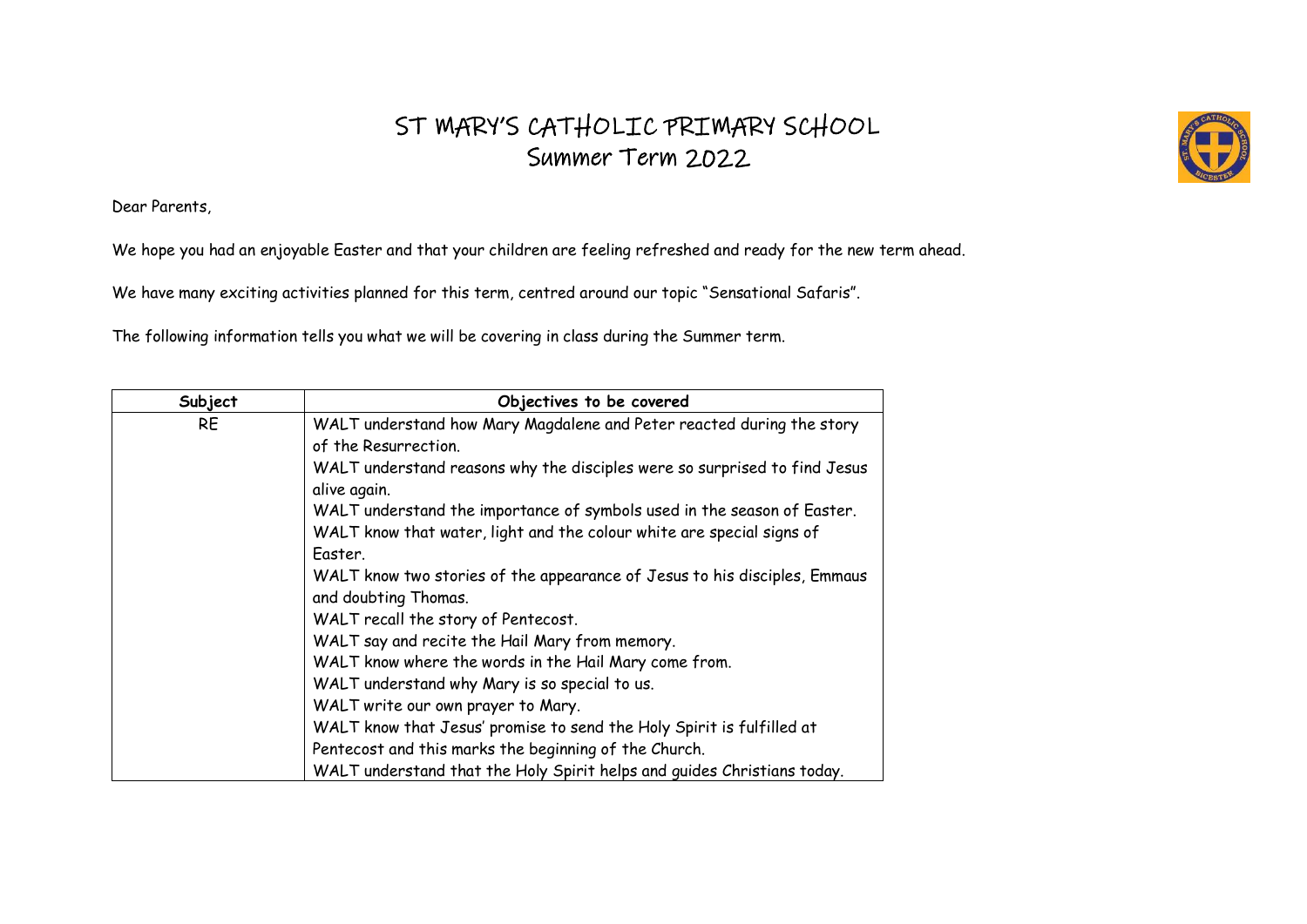# ST MARY'S CATHOLIC PRIMARY SCHOOL
## Summer Term 2022

Dear Parents,

We hope you had an enjoyable Easter and that your children are feeling refreshed and ready for the new term ahead.

We have many exciting activities planned for this term, centred around our topic "Sensational Safaris".

The following information tells you what we will be covering in class during the Summer term.

| Subject | Objectives to be covered |
|---|---|
| RE | WALT understand how Mary Magdalene and Peter reacted during the story of the Resurrection.<br>WALT understand reasons why the disciples were so surprised to find Jesus alive again.<br>WALT understand the importance of symbols used in the season of Easter.<br>WALT know that water, light and the colour white are special signs of Easter.<br>WALT know two stories of the appearance of Jesus to his disciples, Emmaus and doubting Thomas.<br>WALT recall the story of Pentecost.<br>WALT say and recite the Hail Mary from memory.<br>WALT know where the words in the Hail Mary come from.<br>WALT understand why Mary is so special to us.<br>WALT write our own prayer to Mary.<br>WALT know that Jesus' promise to send the Holy Spirit is fulfilled at Pentecost and this marks the beginning of the Church.<br>WALT understand that the Holy Spirit helps and guides Christians today. |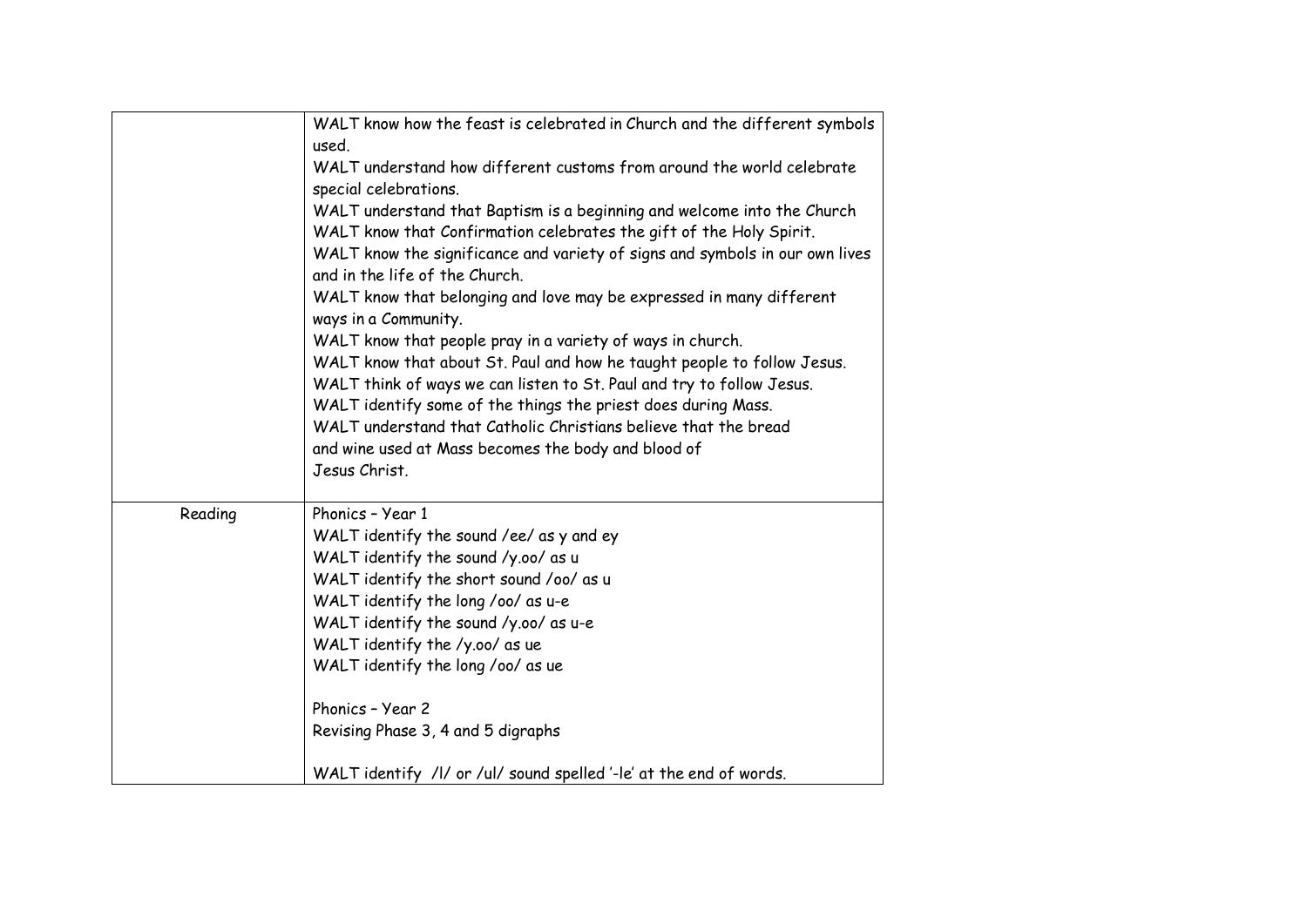|  |  |
| --- | --- |
|  | WALT know how the feast is celebrated in Church and the different symbols used.<br>WALT understand how different customs from around the world celebrate special celebrations.<br>WALT understand that Baptism is a beginning and welcome into the Church<br>WALT know that Confirmation celebrates the gift of the Holy Spirit.<br>WALT know the significance and variety of signs and symbols in our own lives and in the life of the Church.<br>WALT know that belonging and love may be expressed in many different ways in a Community.<br>WALT know that people pray in a variety of ways in church.<br>WALT know that about St. Paul and how he taught people to follow Jesus.<br>WALT think of ways we can listen to St. Paul and try to follow Jesus.<br>WALT identify some of the things the priest does during Mass.<br>WALT understand that Catholic Christians believe that the bread and wine used at Mass becomes the body and blood of Jesus Christ. |
| Reading | Phonics – Year 1<br>WALT identify the sound /ee/ as y and ey<br>WALT identify the sound /y.oo/ as u<br>WALT identify the short sound /oo/ as u<br>WALT identify the long /oo/ as u-e<br>WALT identify the sound /y.oo/ as u-e<br>WALT identify the /y.oo/ as ue<br>WALT identify the long /oo/ as ue<br><br>Phonics – Year 2<br>Revising Phase 3, 4 and 5 digraphs<br><br>WALT identify /l/ or /ul/ sound spelled '-le' at the end of words. |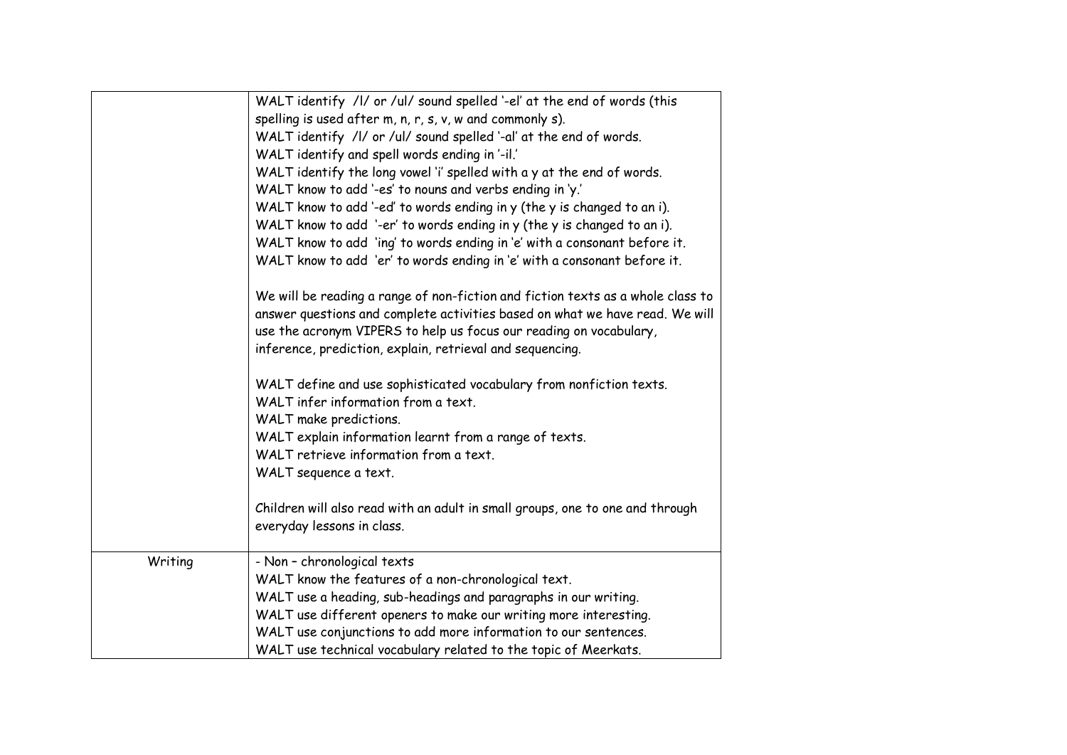| | |
|---|---|
| | WALT identify /l/ or /ul/ sound spelled '-el' at the end of words (this spelling is used after m, n, r, s, v, w and commonly s).<br>WALT identify /l/ or /ul/ sound spelled '-al' at the end of words.<br>WALT identify and spell words ending in '-il.'<br>WALT identify the long vowel 'i' spelled with a y at the end of words.<br>WALT know to add '-es' to nouns and verbs ending in 'y.'<br>WALT know to add '-ed' to words ending in y (the y is changed to an i).<br>WALT know to add '-er' to words ending in y (the y is changed to an i).<br>WALT know to add 'ing' to words ending in 'e' with a consonant before it.<br>WALT know to add 'er' to words ending in 'e' with a consonant before it.<br><br>We will be reading a range of non-fiction and fiction texts as a whole class to answer questions and complete activities based on what we have read. We will use the acronym VIPERS to help us focus our reading on vocabulary, inference, prediction, explain, retrieval and sequencing.<br><br>WALT define and use sophisticated vocabulary from nonfiction texts.<br>WALT infer information from a text.<br>WALT make predictions.<br>WALT explain information learnt from a range of texts.<br>WALT retrieve information from a text.<br>WALT sequence a text.<br><br>Children will also read with an adult in small groups, one to one and through everyday lessons in class. |
| Writing | - Non – chronological texts<br>WALT know the features of a non-chronological text.<br>WALT use a heading, sub-headings and paragraphs in our writing.<br>WALT use different openers to make our writing more interesting.<br>WALT use conjunctions to add more information to our sentences.<br>WALT use technical vocabulary related to the topic of Meerkats. |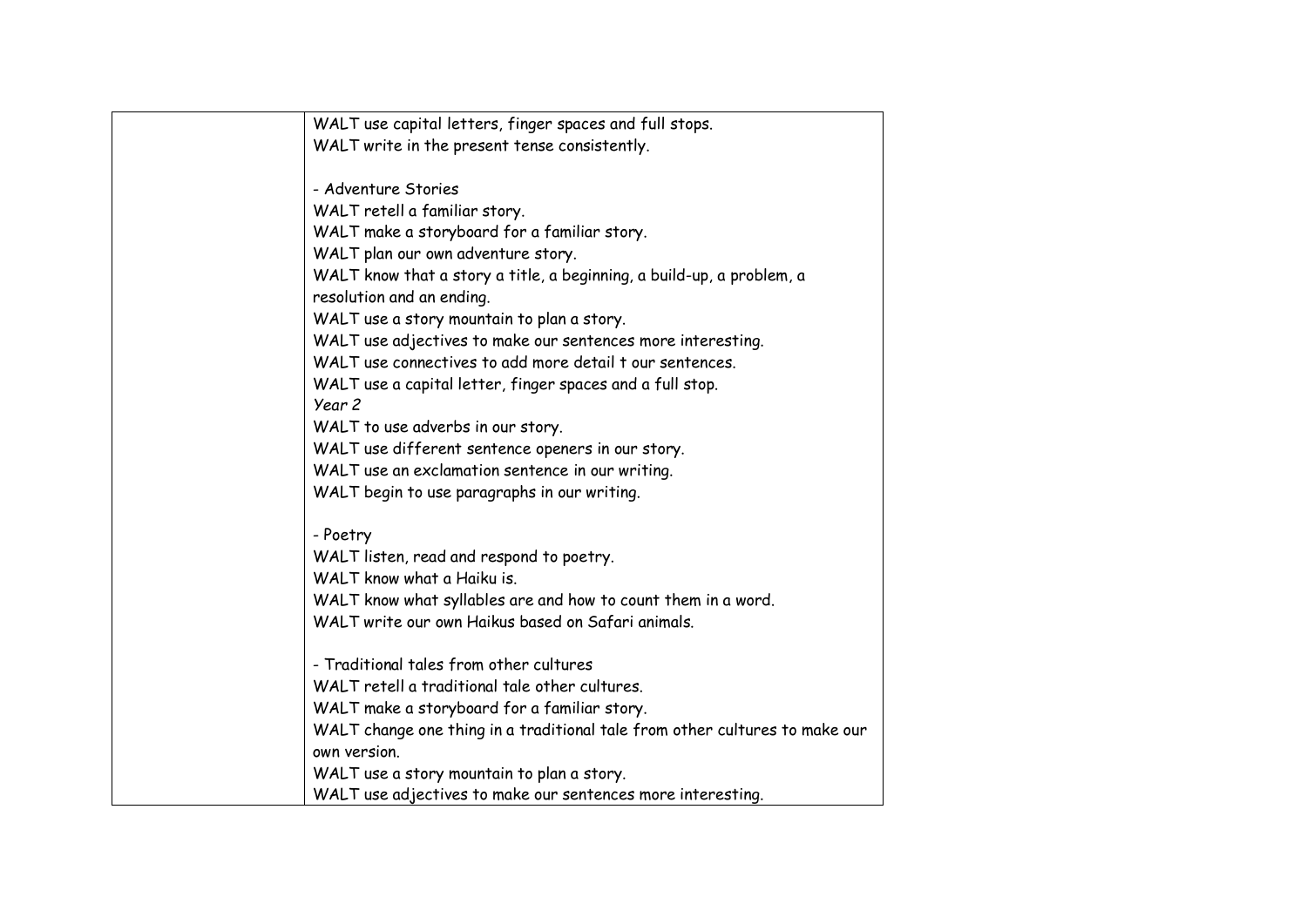| | |
|---|---|
| | WALT use capital letters, finger spaces and full stops.<br>WALT write in the present tense consistently.<br><br>- Adventure Stories<br>WALT retell a familiar story.<br>WALT make a storyboard for a familiar story.<br>WALT plan our own adventure story.<br>WALT know that a story a title, a beginning, a build-up, a problem, a resolution and an ending.<br>WALT use a story mountain to plan a story.<br>WALT use adjectives to make our sentences more interesting.<br>WALT use connectives to add more detail t our sentences.<br>WALT use a capital letter, finger spaces and a full stop.<br>*Year 2*<br>WALT to use adverbs in our story.<br>WALT use different sentence openers in our story.<br>WALT use an exclamation sentence in our writing.<br>WALT begin to use paragraphs in our writing.<br><br>- Poetry<br>WALT listen, read and respond to poetry.<br>WALT know what a Haiku is.<br>WALT know what syllables are and how to count them in a word.<br>WALT write our own Haikus based on Safari animals.<br><br>- Traditional tales from other cultures<br>WALT retell a traditional tale other cultures.<br>WALT make a storyboard for a familiar story.<br>WALT change one thing in a traditional tale from other cultures to make our own version.<br>WALT use a story mountain to plan a story.<br>WALT use adjectives to make our sentences more interesting. |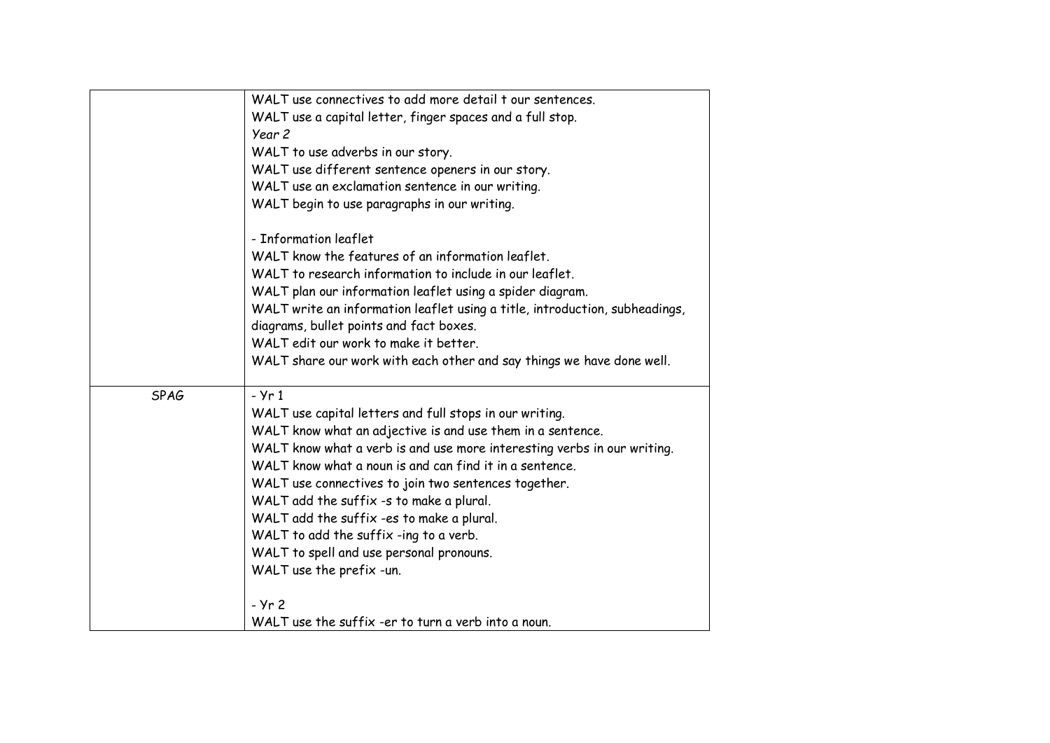| | |
|---|---|
| | WALT use connectives to add more detail t our sentences.<br>WALT use a capital letter, finger spaces and a full stop.<br>*Year 2*<br>WALT to use adverbs in our story.<br>WALT use different sentence openers in our story.<br>WALT use an exclamation sentence in our writing.<br>WALT begin to use paragraphs in our writing.<br><br>- Information leaflet<br>WALT know the features of an information leaflet.<br>WALT to research information to include in our leaflet.<br>WALT plan our information leaflet using a spider diagram.<br>WALT write an information leaflet using a title, introduction, subheadings, diagrams, bullet points and fact boxes.<br>WALT edit our work to make it better.<br>WALT share our work with each other and say things we have done well. |
| SPAG | - Yr 1<br>WALT use capital letters and full stops in our writing.<br>WALT know what an adjective is and use them in a sentence.<br>WALT know what a verb is and use more interesting verbs in our writing.<br>WALT know what a noun is and can find it in a sentence.<br>WALT use connectives to join two sentences together.<br>WALT add the suffix -s to make a plural.<br>WALT add the suffix -es to make a plural.<br>WALT to add the suffix -ing to a verb.<br>WALT to spell and use personal pronouns.<br>WALT use the prefix -un.<br><br>- Yr 2<br>WALT use the suffix -er to turn a verb into a noun. |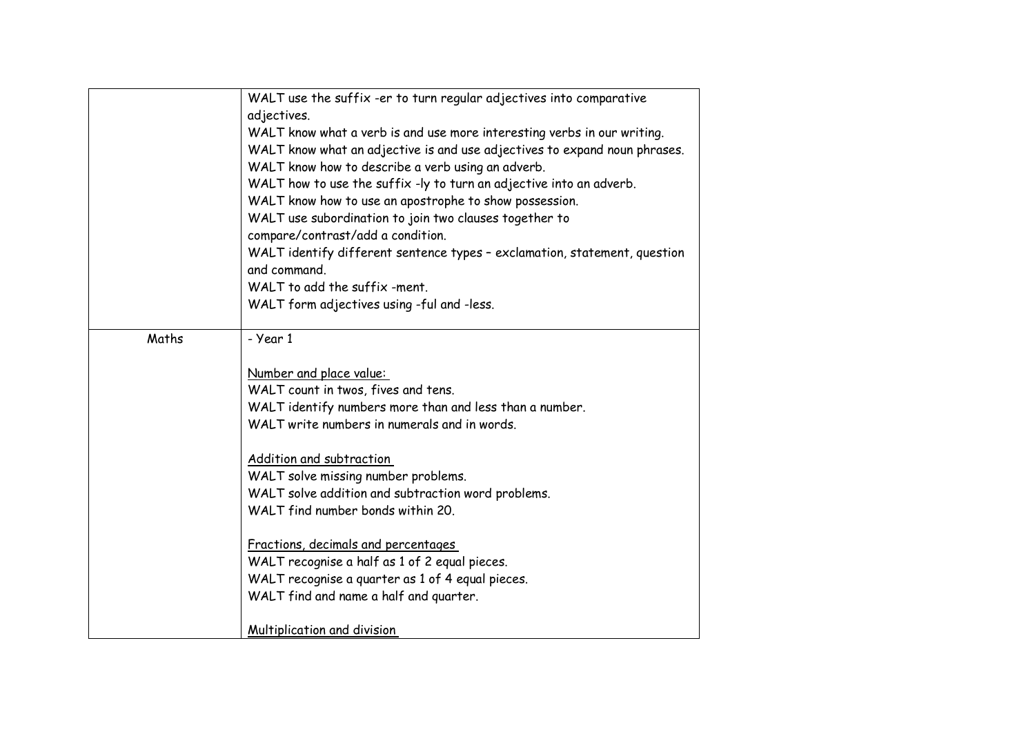|  |  |
|---|---|
|  | WALT use the suffix -er to turn regular adjectives into comparative adjectives.<br>WALT know what a verb is and use more interesting verbs in our writing.<br>WALT know what an adjective is and use adjectives to expand noun phrases.<br>WALT know how to describe a verb using an adverb.<br>WALT how to use the suffix -ly to turn an adjective into an adverb.<br>WALT know how to use an apostrophe to show possession.<br>WALT use subordination to join two clauses together to compare/contrast/add a condition.<br>WALT identify different sentence types – exclamation, statement, question and command.<br>WALT to add the suffix -ment.<br>WALT form adjectives using -ful and -less. |
| Maths | - Year 1<br><br><u>Number and place value:</u><br>WALT count in twos, fives and tens.<br>WALT identify numbers more than and less than a number.<br>WALT write numbers in numerals and in words.<br><br><u>Addition and subtraction</u><br>WALT solve missing number problems.<br>WALT solve addition and subtraction word problems.<br>WALT find number bonds within 20.<br><br><u>Fractions, decimals and percentages</u><br>WALT recognise a half as 1 of 2 equal pieces.<br>WALT recognise a quarter as 1 of 4 equal pieces.<br>WALT find and name a half and quarter.<br><br><u>Multiplication and division</u> |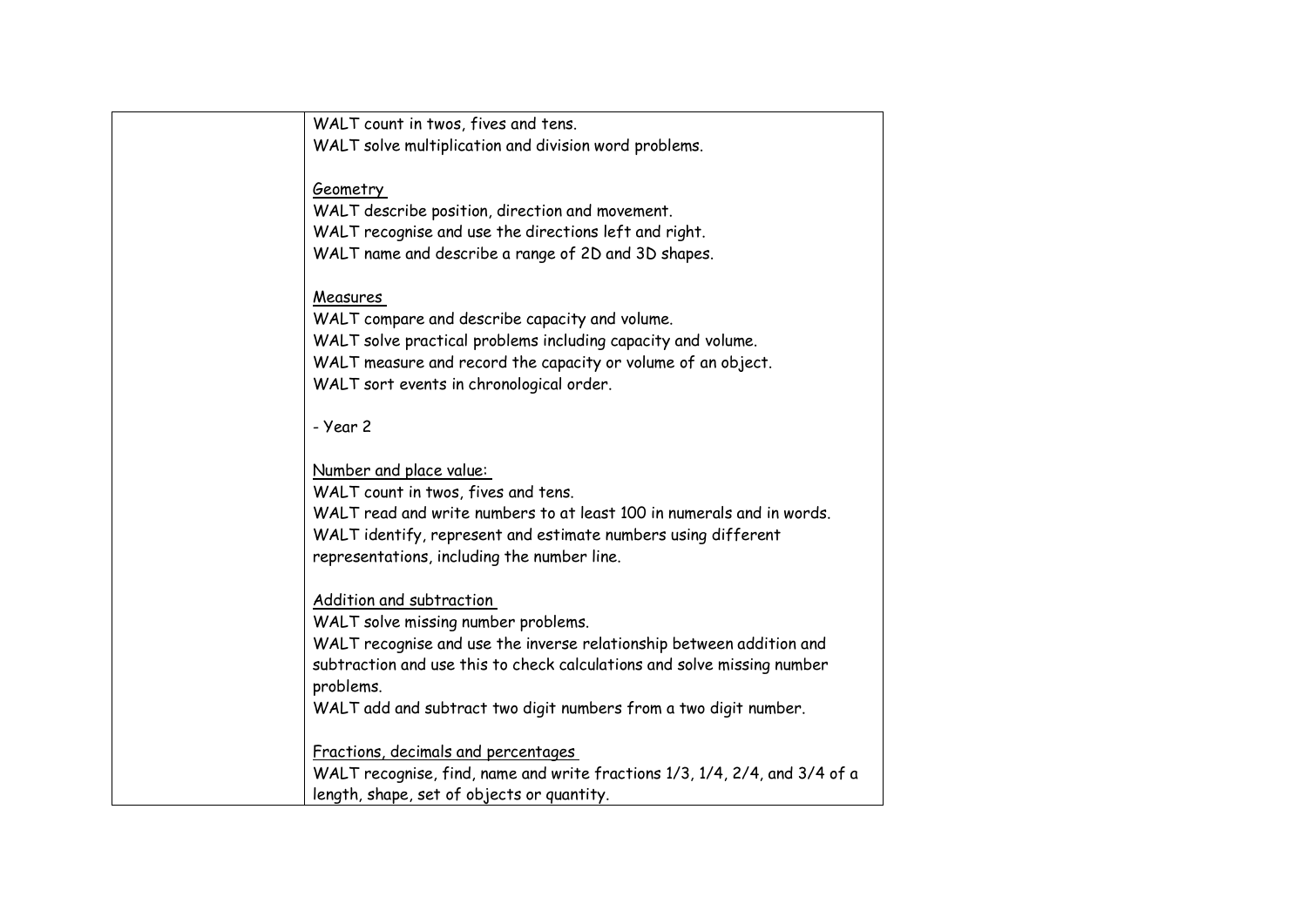| | |
|---|---|
| | WALT count in twos, fives and tens.<br>WALT solve multiplication and division word problems.<br><br><u>Geometry</u><br>WALT describe position, direction and movement.<br>WALT recognise and use the directions left and right.<br>WALT name and describe a range of 2D and 3D shapes.<br><br><u>Measures</u><br>WALT compare and describe capacity and volume.<br>WALT solve practical problems including capacity and volume.<br>WALT measure and record the capacity or volume of an object.<br>WALT sort events in chronological order.<br><br>- Year 2<br><br><u>Number and place value:</u><br>WALT count in twos, fives and tens.<br>WALT read and write numbers to at least 100 in numerals and in words.<br>WALT identify, represent and estimate numbers using different representations, including the number line.<br><br><u>Addition and subtraction</u><br>WALT solve missing number problems.<br>WALT recognise and use the inverse relationship between addition and subtraction and use this to check calculations and solve missing number problems.<br>WALT add and subtract two digit numbers from a two digit number.<br><br><u>Fractions, decimals and percentages</u><br>WALT recognise, find, name and write fractions 1/3, 1/4, 2/4, and 3/4 of a length, shape, set of objects or quantity. |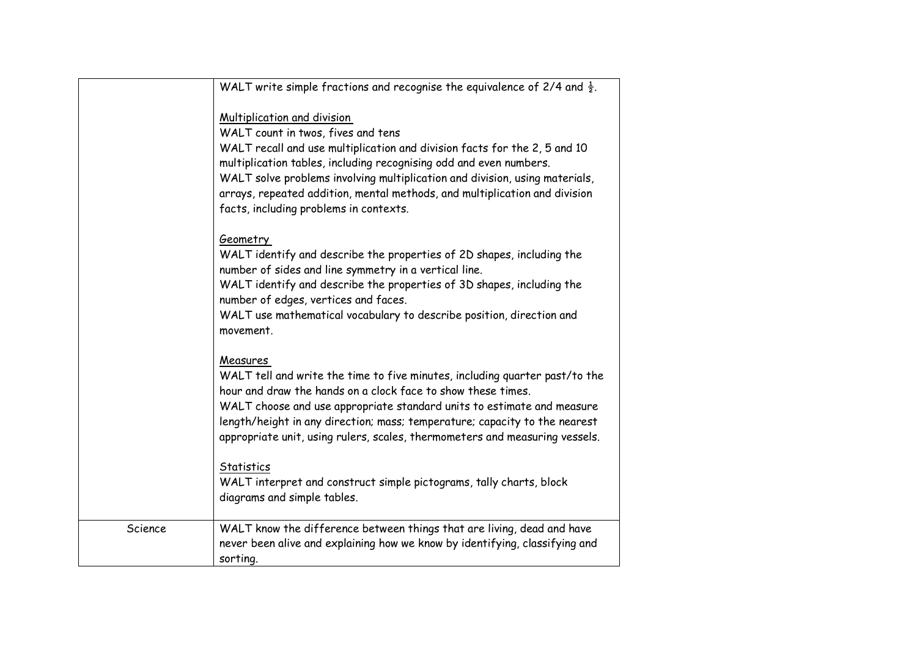| | |
|---|---|
| | WALT write simple fractions and recognise the equivalence of 2/4 and $\frac{1}{2}$.<br><br><u>Multiplication and division</u><br>WALT count in twos, fives and tens<br>WALT recall and use multiplication and division facts for the 2, 5 and 10 multiplication tables, including recognising odd and even numbers.<br>WALT solve problems involving multiplication and division, using materials, arrays, repeated addition, mental methods, and multiplication and division facts, including problems in contexts.<br><br><u>Geometry</u><br>WALT identify and describe the properties of 2D shapes, including the number of sides and line symmetry in a vertical line.<br>WALT identify and describe the properties of 3D shapes, including the number of edges, vertices and faces.<br>WALT use mathematical vocabulary to describe position, direction and movement.<br><br><u>Measures</u><br>WALT tell and write the time to five minutes, including quarter past/to the hour and draw the hands on a clock face to show these times.<br>WALT choose and use appropriate standard units to estimate and measure length/height in any direction; mass; temperature; capacity to the nearest appropriate unit, using rulers, scales, thermometers and measuring vessels.<br><br><u>Statistics</u><br>WALT interpret and construct simple pictograms, tally charts, block diagrams and simple tables. |
| Science | WALT know the difference between things that are living, dead and have never been alive and explaining how we know by identifying, classifying and sorting. |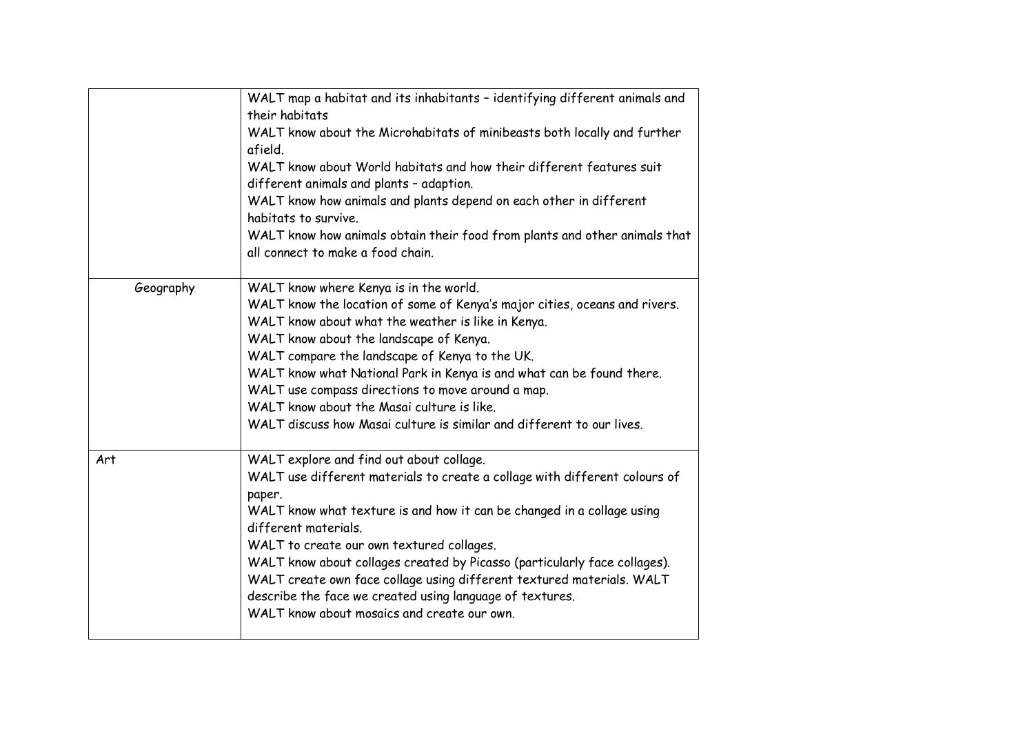| | |
|---|---|
| | WALT map a habitat and its inhabitants – identifying different animals and their habitats<br>WALT know about the Microhabitats of minibeasts both locally and further afield.<br>WALT know about World habitats and how their different features suit different animals and plants – adaption.<br>WALT know how animals and plants depend on each other in different habitats to survive.<br>WALT know how animals obtain their food from plants and other animals that all connect to make a food chain. |
| Geography | WALT know where Kenya is in the world.<br>WALT know the location of some of Kenya's major cities, oceans and rivers.<br>WALT know about what the weather is like in Kenya.<br>WALT know about the landscape of Kenya.<br>WALT compare the landscape of Kenya to the UK.<br>WALT know what National Park in Kenya is and what can be found there.<br>WALT use compass directions to move around a map.<br>WALT know about the Masai culture is like.<br>WALT discuss how Masai culture is similar and different to our lives. |
| Art | WALT explore and find out about collage.<br>WALT use different materials to create a collage with different colours of paper.<br>WALT know what texture is and how it can be changed in a collage using different materials.<br>WALT to create our own textured collages.<br>WALT know about collages created by Picasso (particularly face collages).<br>WALT create own face collage using different textured materials. WALT describe the face we created using language of textures.<br>WALT know about mosaics and create our own. |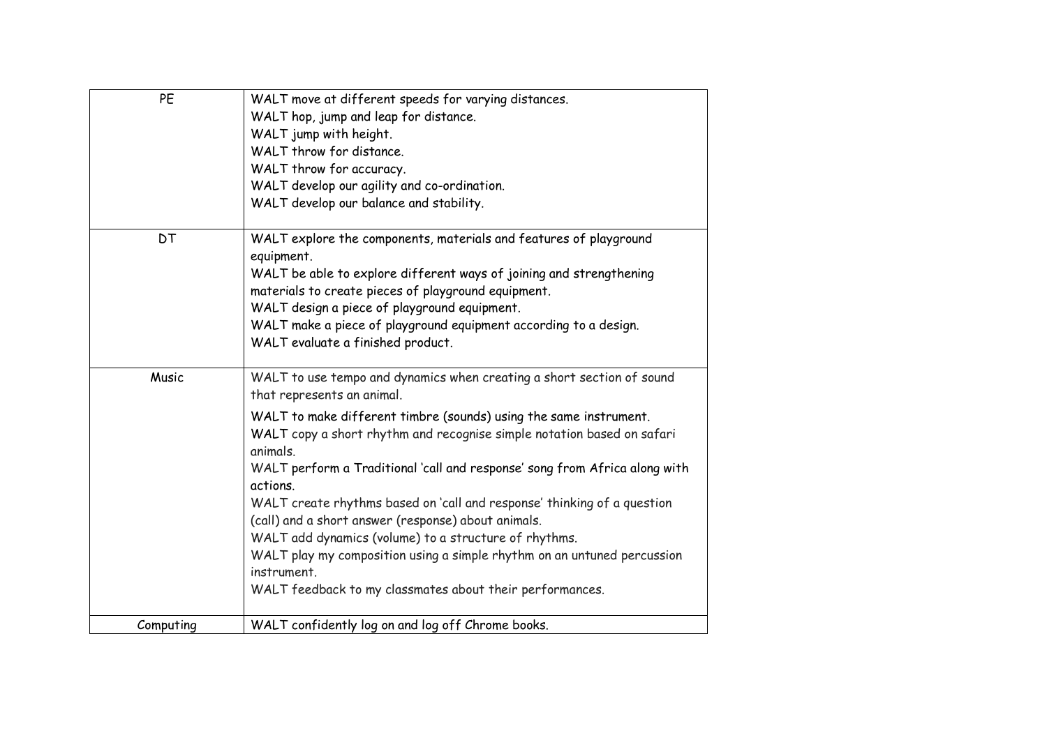| | |
|---|---|
| PE | WALT move at different speeds for varying distances.<br>WALT hop, jump and leap for distance.<br>WALT jump with height.<br>WALT throw for distance.<br>WALT throw for accuracy.<br>WALT develop our agility and co-ordination.<br>WALT develop our balance and stability. |
| DT | WALT explore the components, materials and features of playground equipment.<br>WALT be able to explore different ways of joining and strengthening materials to create pieces of playground equipment.<br>WALT design a piece of playground equipment.<br>WALT make a piece of playground equipment according to a design.<br>WALT evaluate a finished product. |
| Music | WALT to use tempo and dynamics when creating a short section of sound that represents an animal.<br>WALT to make different timbre (sounds) using the same instrument.<br>WALT copy a short rhythm and recognise simple notation based on safari animals.<br>WALT perform a Traditional 'call and response' song from Africa along with actions.<br>WALT create rhythms based on 'call and response' thinking of a question (call) and a short answer (response) about animals.<br>WALT add dynamics (volume) to a structure of rhythms.<br>WALT play my composition using a simple rhythm on an untuned percussion instrument.<br>WALT feedback to my classmates about their performances. |
| Computing | WALT confidently log on and log off Chrome books. |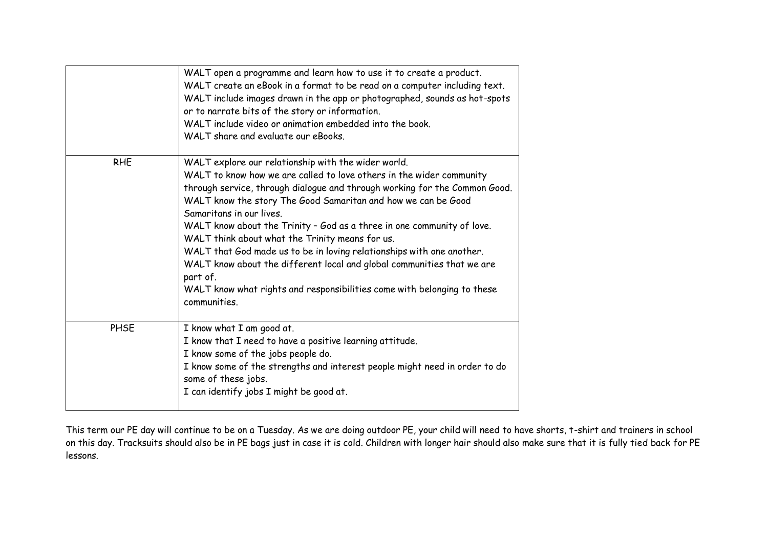| | |
|---|---|
| | WALT open a programme and learn how to use it to create a product.<br>WALT create an eBook in a format to be read on a computer including text.<br>WALT include images drawn in the app or photographed, sounds as hot-spots or to narrate bits of the story or information.<br>WALT include video or animation embedded into the book.<br>WALT share and evaluate our eBooks. |
| RHE | WALT explore our relationship with the wider world.<br>WALT to know how we are called to love others in the wider community through service, through dialogue and through working for the Common Good.<br>WALT know the story The Good Samaritan and how we can be Good Samaritans in our lives.<br>WALT know about the Trinity – God as a three in one community of love.<br>WALT think about what the Trinity means for us.<br>WALT that God made us to be in loving relationships with one another.<br>WALT know about the different local and global communities that we are part of.<br>WALT know what rights and responsibilities come with belonging to these communities. |
| PHSE | I know what I am good at.<br>I know that I need to have a positive learning attitude.<br>I know some of the jobs people do.<br>I know some of the strengths and interest people might need in order to do some of these jobs.<br>I can identify jobs I might be good at. |

This term our PE day will continue to be on a Tuesday. As we are doing outdoor PE, your child will need to have shorts, t-shirt and trainers in school on this day. Tracksuits should also be in PE bags just in case it is cold. Children with longer hair should also make sure that it is fully tied back for PE lessons.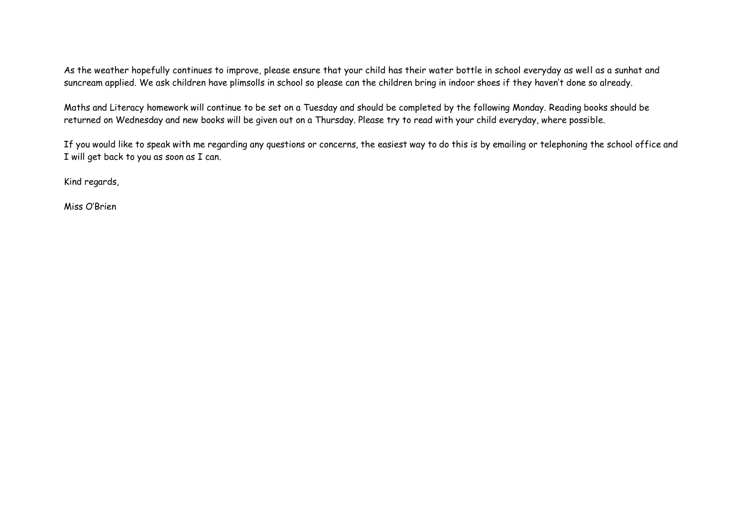As the weather hopefully continues to improve, please ensure that your child has their water bottle in school everyday as well as a sunhat and suncream applied. We ask children have plimsolls in school so please can the children bring in indoor shoes if they haven't done so already.

Maths and Literacy homework will continue to be set on a Tuesday and should be completed by the following Monday. Reading books should be returned on Wednesday and new books will be given out on a Thursday. Please try to read with your child everyday, where possible.

If you would like to speak with me regarding any questions or concerns, the easiest way to do this is by emailing or telephoning the school office and I will get back to you as soon as I can.

Kind regards,

Miss O'Brien